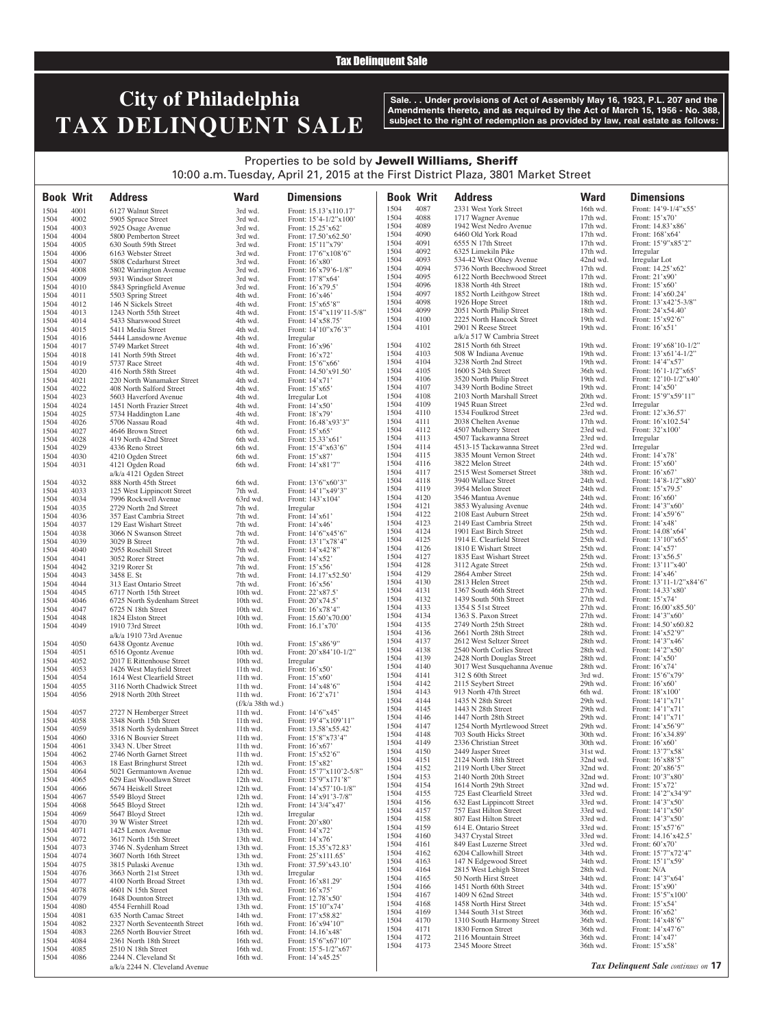Tax Delinquent Sale

# City of Philadelphia TAX DELINQUENT SALE

**Sale. . . Under provisions of Act of Assembly May 16, 1923, P.L. 207 and the Amendments thereto, and as required by the Act of March 15, 1956 - No. 388, subject to the right of redemption as provided by law, real estate as follows:**

Properties to be sold by **Jewell Williams, Sheriff**
10:00 a.m. Tuesday, April 21, 2015 at the First District Plaza, 3801 Market Street

| Book | Writ | Address | Ward | Dimensions |
|---|---|---|---|---|
| 1504 | 4001 | 6127 Walnut Street | 3rd wd. | Front: 15.13'x110.17' |
| 1504 | 4002 | 5905 Spruce Street | 3rd wd. | Front: 15'4-1/2"x100' |
| 1504 | 4003 | 5925 Osage Avenue | 3rd wd. | Front: 15.25'x62' |
| 1504 | 4004 | 5800 Pemberton Street | 3rd wd. | Front: 17.50'x62.50' |
| 1504 | 4005 | 630 South 59th Street | 3rd wd. | Front: 15'11"x79' |
| 1504 | 4006 | 6163 Webster Street | 3rd wd. | Front: 17'6"x108'6" |
| 1504 | 4007 | 5808 Cedarhurst Street | 3rd wd. | Front: 16'x80' |
| 1504 | 4008 | 5802 Warrington Avenue | 3rd wd. | Front: 16'x79'6-1/8" |
| 1504 | 4009 | 5931 Windsor Street | 3rd wd. | Front: 17'8"x64' |
| 1504 | 4010 | 5843 Springfield Avenue | 3rd wd. | Front: 16'x79.5' |
| 1504 | 4011 | 5503 Spring Street | 4th wd. | Front: 16'x46' |
| 1504 | 4012 | 146 N Sickels Street | 4th wd. | Front: 15'x65'8" |
| 1504 | 4013 | 1243 North 55th Street | 4th wd. | Front: 15'4"x119'11-5/8" |
| 1504 | 4014 | 5433 Sharswood Street | 4th wd. | Front: 14'x58.75' |
| 1504 | 4015 | 5411 Media Street | 4th wd. | Front: 14'10"x76'3" |
| 1504 | 4016 | 5444 Lansdowne Avenue | 4th wd. | Irregular |
| 1504 | 4017 | 5749 Market Street | 4th wd. | Front: 16'x96' |
| 1504 | 4018 | 141 North 59th Street | 4th wd. | Front: 16'x72' |
| 1504 | 4019 | 5737 Race Street | 4th wd. | Front: 15'6"x66' |
| 1504 | 4020 | 416 North 58th Street | 4th wd. | Front: 14.50'x91.50' |
| 1504 | 4021 | 220 North Wanamaker Street | 4th wd. | Front: 14'x71' |
| 1504 | 4022 | 408 North Salford Street | 4th wd. | Front: 15'x65' |
| 1504 | 4023 | 5603 Haverford Avenue | 4th wd. | Irregular Lot |
| 1504 | 4024 | 1451 North Frazier Street | 4th wd. | Front: 14'x50' |
| 1504 | 4025 | 5734 Haddington Lane | 4th wd. | Front: 18'x79' |
| 1504 | 4026 | 5706 Nassau Road | 4th wd. | Front: 16.48'x93'3" |
| 1504 | 4027 | 4646 Brown Street | 6th wd. | Front: 15'x65' |
| 1504 | 4028 | 419 North 42nd Street | 6th wd. | Front: 15.33'x61' |
| 1504 | 4029 | 4336 Reno Street | 6th wd. | Front: 15'4"x63'6" |
| 1504 | 4030 | 4210 Ogden Street | 6th wd. | Front: 15'x87' |
| 1504 | 4031 | 4121 Ogden Road a/k/a 4121 Ogden Street | 6th wd. | Front: 14'x81'7" |
| 1504 | 4032 | 888 North 45th Street | 6th wd. | Front: 13'6"x60'3" |
| 1504 | 4033 | 125 West Lippincott Street | 7th wd. | Front: 14'1"x49'3" |
| 1504 | 4034 | 7996 Rockwell Avenue | 63rd wd. | Front: 143'x104' |
| 1504 | 4035 | 2729 North 2nd Street | 7th wd. | Irregular |
| 1504 | 4036 | 357 East Cambria Street | 7th wd. | Front: 14'x61' |
| 1504 | 4037 | 129 East Wishart Street | 7th wd. | Front: 14'x46' |
| 1504 | 4038 | 3066 N Swanson Street | 7th wd. | Front: 14'6"x45'6" |
| 1504 | 4039 | 3029 B Street | 7th wd. | Front: 13'1"x78'4" |
| 1504 | 4040 | 2955 Rosehill Street | 7th wd. | Front: 14'x42'8" |
| 1504 | 4041 | 3052 Rorer Street | 7th wd. | Front: 14'x52' |
| 1504 | 4042 | 3219 Rorer St | 7th wd. | Front: 15'x56' |
| 1504 | 4043 | 3458 E. St | 7th wd. | Front: 14.17'x52.50' |
| 1504 | 4044 | 313 East Ontario Street | 7th wd. | Front: 16'x56' |
| 1504 | 4045 | 6717 North 15th Street | 10th wd. | Front: 22'x87.5' |
| 1504 | 4046 | 6725 North Sydenham Street | 10th wd. | Front: 20'x74.5' |
| 1504 | 4047 | 6725 N 18th Street | 10th wd. | Front: 16'x78'4" |
| 1504 | 4048 | 1824 Elston Street | 10th wd. | Front: 15.60'x70.00' |
| 1504 | 4049 | 1910 73rd Street a/k/a 1910 73rd Avenue | 10th wd. | Front: 16.1'x70' |
| 1504 | 4050 | 6438 Ogontz Avenue | 10th wd. | Front: 15'x86'9" |
| 1504 | 4051 | 6516 Ogontz Avenue | 10th wd. | Front: 20'x84'10-1/2" |
| 1504 | 4052 | 2017 E Rittenhouse Street | 10th wd. | Irregular |
| 1504 | 4053 | 1426 West Mayfield Street | 11th wd. | Front: 16'x50' |
| 1504 | 4054 | 1614 West Clearfield Street | 11th wd. | Front: 15'x60' |
| 1504 | 4055 | 3116 North Chadwick Street | 11th wd. | Front: 14'x48'6" |
| 1504 | 4056 | 2918 North 20th Street | 11th wd. (f/k/a 38th wd.) | Front: 16'2'x71' |
| 1504 | 4057 | 2727 N Hemberger Street | 11th wd. | Front: 14'6"x45' |
| 1504 | 4058 | 3348 North 15th Street | 11th wd. | Front: 19'4"x109'11" |
| 1504 | 4059 | 3518 North Sydenham Street | 11th wd. | Front: 13.58'x55.42' |
| 1504 | 4060 | 3316 N Bouvier Street | 11th wd. | Front: 15'8"x73'4" |
| 1504 | 4061 | 3343 N. Uber Street | 11th wd. | Front: 16'x67' |
| 1504 | 4062 | 2746 North Garnet Street | 11th wd. | Front: 15'x52'6" |
| 1504 | 4063 | 18 East Bringhurst Street | 12th wd. | Front: 15'x82' |
| 1504 | 4064 | 5021 Germantown Avenue | 12th wd. | Front: 15'7"x110'2-5/8" |
| 1504 | 4065 | 629 East Woodlawn Street | 12th wd. | Front: 15'9"x171'8" |
| 1504 | 4066 | 5674 Heiskell Street | 12th wd. | Front: 14'x57'10-1/8" |
| 1504 | 4067 | 5549 Bloyd Street | 12th wd. | Front: 14'x91'3-7/8" |
| 1504 | 4068 | 5645 Bloyd Street | 12th wd. | Front: 14'3/4"x47' |
| 1504 | 4069 | 5647 Bloyd Street | 12th wd. | Irregular |
| 1504 | 4070 | 39 W Wister Street | 12th wd. | Front: 20'x80' |
| 1504 | 4071 | 1425 Lenox Avenue | 13th wd. | Front: 14'x72' |
| 1504 | 4072 | 3617 North 15th Street | 13th wd. | Front: 14'x76' |
| 1504 | 4073 | 3746 N. Sydenham Street | 13th wd. | Front: 15.35'x72.83' |
| 1504 | 4074 | 3607 North 16th Street | 13th wd. | Front: 25'x111.65' |
| 1504 | 4075 | 3815 Pulaski Avenue | 13th wd. | Front: 37.59'x43.10' |
| 1504 | 4076 | 3663 North 21st Street | 13th wd. | Irregular |
| 1504 | 4077 | 4100 North Broad Street | 13th wd. | Front: 16'x81.29' |
| 1504 | 4078 | 4601 N 15th Street | 13th wd. | Front: 16'x75' |
| 1504 | 4079 | 1648 Dounton Street | 13th wd. | Front: 12.78'x50' |
| 1504 | 4080 | 4554 Fernhill Road | 13th wd. | Front: 15'10"x74' |
| 1504 | 4081 | 635 North Camac Street | 14th wd. | Front: 17'x58.82' |
| 1504 | 4082 | 2327 North Seventeenth Street | 16th wd. | Front: 16'x94'10" |
| 1504 | 4083 | 2265 North Bouvier Street | 16th wd. | Front: 14.16'x48' |
| 1504 | 4084 | 2361 North 18th Street | 16th wd. | Front: 15'6"x67'10" |
| 1504 | 4085 | 2510 N 18th Street | 16th wd. | Front: 15'5-1/2"x67' |
| 1504 | 4086 | 2244 N. Cleveland St a/k/a 2244 N. Cleveland Avenue | 16th wd. | Front: 14'x45.25' |
| 1504 | 4087 | 2331 West York Street | 16th wd. | Front: 14'9-1/4"x55' |
| 1504 | 4088 | 1717 Wagner Avenue | 17th wd. | Front: 15'x70' |
| 1504 | 4089 | 1942 West Nedro Avenue | 17th wd. | Front: 14.83'x86' |
| 1504 | 4090 | 6460 Old York Road | 17th wd. | Front: 168'x64' |
| 1504 | 4091 | 6555 N 17th Street | 17th wd. | Front: 15'9"x85'2" |
| 1504 | 4092 | 6325 Limekiln Pike | 17th wd. | Irregular |
| 1504 | 4093 | 534-42 West Olney Avenue | 42nd wd. | Irregular Lot |
| 1504 | 4094 | 5736 North Beechwood Street | 17th wd. | Front: 14.25'x62' |
| 1504 | 4095 | 6122 North Beechwood Street | 17th wd. | Front: 21'x90' |
| 1504 | 4096 | 1838 North 4th Street | 18th wd. | Front: 15'x60' |
| 1504 | 4097 | 1852 North Leithgow Street | 18th wd. | Front: 14'x60.24' |
| 1504 | 4098 | 1926 Hope Street | 18th wd. | Front: 13'x42'5-3/8" |
| 1504 | 4099 | 2051 North Philip Street | 18th wd. | Front: 24'x54.40' |
| 1504 | 4100 | 2225 North Hancock Street | 19th wd. | Front: 15'x92'6" |
| 1504 | 4101 | 2901 N Reese Street a/k/a 517 W Cambria Street | 19th wd. | Front: 16'x51' |
| 1504 | 4102 | 2815 North 6th Street | 19th wd. | Front: 19'x68'10-1/2" |
| 1504 | 4103 | 508 W Indiana Avenue | 19th wd. | Front: 13'x61'4-1/2" |
| 1504 | 4104 | 3238 North 2nd Street | 19th wd. | Front: 14'4"x57' |
| 1504 | 4105 | 1600 S 24th Street | 36th wd. | Front: 16'1-1/2"x65' |
| 1504 | 4106 | 3520 North Philip Street | 19th wd. | Front: 12'10-1/2"x40' |
| 1504 | 4107 | 3439 North Bodine Street | 19th wd. | Front: 14'x50' |
| 1504 | 4108 | 2103 North Marshall Street | 20th wd. | Front: 15'9"x59'11" |
| 1504 | 4109 | 1945 Ruan Street | 23rd wd. | Irregular |
| 1504 | 4110 | 1534 Foulkrod Street | 23rd wd. | Front: 12'x36.57' |
| 1504 | 4111 | 2038 Chelten Avenue | 17th wd. | Front: 16'x102.54' |
| 1504 | 4112 | 4507 Mulberry Street | 23rd wd. | Front: 32'x100' |
| 1504 | 4113 | 4507 Tackawanna Street | 23rd wd. | Irregular |
| 1504 | 4114 | 4513-15 Tackawanna Street | 23rd wd. | Irregular |
| 1504 | 4115 | 3835 Mount Vernon Street | 24th wd. | Front: 14'x78' |
| 1504 | 4116 | 3822 Melon Street | 24th wd. | Front: 15'x60' |
| 1504 | 4117 | 2515 West Somerset Street | 38th wd. | Front: 16'x67' |
| 1504 | 4118 | 3940 Wallace Street | 24th wd. | Front: 14'8-1/2"x80' |
| 1504 | 4119 | 3954 Melon Street | 24th wd. | Front: 15'x79.5' |
| 1504 | 4120 | 3546 Mantua Avenue | 24th wd. | Front: 16'x60' |
| 1504 | 4121 | 3853 Wyalusing Avenue | 24th wd. | Front: 14'3"x60' |
| 1504 | 4122 | 2108 East Auburn Street | 25th wd. | Front: 14'x59'6" |
| 1504 | 4123 | 2149 East Cambria Street | 25th wd. | Front: 14'x48' |
| 1504 | 4124 | 1901 East Birch Street | 25th wd. | Front: 14.08'x64' |
| 1504 | 4125 | 1914 E. Clearfield Street | 25th wd. | Front: 13'10"x65' |
| 1504 | 4126 | 1810 E Wishart Street | 25th wd. | Front: 14'x57' |
| 1504 | 4127 | 1835 East Wishart Street | 25th wd. | Front: 13'x56.5' |
| 1504 | 4128 | 3112 Agate Street | 25th wd. | Front: 13'11"x40' |
| 1504 | 4129 | 2864 Amber Street | 25th wd. | Front: 14'x46' |
| 1504 | 4130 | 2813 Helen Street | 25th wd. | Front: 13'11-1/2"x84'6" |
| 1504 | 4131 | 1367 South 46th Street | 27th wd. | Front: 14.33'x80' |
| 1504 | 4132 | 1439 South 50th Street | 27th wd. | Front: 15'x74' |
| 1504 | 4133 | 1354 S 51st Street | 27th wd. | Front: 16.00'x85.50' |
| 1504 | 4134 | 1363 S. Paxon Street | 27th wd. | Front: 14'3"x60' |
| 1504 | 4135 | 2749 North 25th Street | 28th wd. | Front: 14.50'x60.82 |
| 1504 | 4136 | 2661 North 28th Street | 28th wd. | Front: 14'x52'9" |
| 1504 | 4137 | 2612 West Seltzer Street | 28th wd. | Front: 14'3"x46' |
| 1504 | 4138 | 2540 North Corlies Street | 28th wd. | Front: 14'2"x50' |
| 1504 | 4139 | 2428 North Douglas Street | 28th wd. | Front: 14'x50' |
| 1504 | 4140 | 3017 West Susquehanna Avenue | 28th wd. | Front: 16'x74' |
| 1504 | 4141 | 312 S 60th Street | 3rd wd. | Front: 15'6"x79' |
| 1504 | 4142 | 2115 Seybert Street | 29th wd. | Front: 16'x60' |
| 1504 | 4143 | 913 North 47th Street | 6th wd. | Front: 18'x100' |
| 1504 | 4144 | 1435 N 28th Street | 29th wd. | Front: 14'1"x71' |
| 1504 | 4145 | 1443 N 28th Street | 29th wd. | Front: 14'1"x71' |
| 1504 | 4146 | 1447 North 28th Street | 29th wd. | Front: 14'1"x71' |
| 1504 | 4147 | 1254 North Myrtlewood Street | 29th wd. | Front: 14'x56'9" |
| 1504 | 4148 | 703 South Hicks Street | 30th wd. | Front: 16'x34.89' |
| 1504 | 4149 | 2336 Christian Street | 30th wd. | Front: 16'x60' |
| 1504 | 4150 | 2449 Jasper Street | 31st wd. | Front: 13'7"x58' |
| 1504 | 4151 | 2124 North 18th Street | 32nd wd. | Front: 16'x88'5" |
| 1504 | 4152 | 2119 North Uber Street | 32nd wd. | Front: 20'x86'5" |
| 1504 | 4153 | 2140 North 20th Street | 32nd wd. | Front: 10'3"x80' |
| 1504 | 4154 | 1614 North 29th Street | 32nd wd. | Front: 15'x72' |
| 1504 | 4155 | 725 East Clearfield Street | 33rd wd. | Front: 14'2"x34'9" |
| 1504 | 4156 | 632 East Lippincott Street | 33rd wd. | Front: 14'3"x50' |
| 1504 | 4157 | 757 East Hilton Street | 33rd wd. | Front: 14'1"x50' |
| 1504 | 4158 | 807 East Hilton Street | 33rd wd. | Front: 14'3"x50' |
| 1504 | 4159 | 614 E. Ontario Street | 33rd wd. | Front: 15'x57'6" |
| 1504 | 4160 | 3437 Crystal Street | 33rd wd. | Front: 14.16'x42.5' |
| 1504 | 4161 | 849 East Luzerne Street | 33rd wd. | Front: 60'x70' |
| 1504 | 4162 | 6204 Callowhill Street | 34th wd. | Front: 15'7"x72'4" |
| 1504 | 4163 | 147 N Edgewood Street | 34th wd. | Front: 15'1"x59' |
| 1504 | 4164 | 2815 West Lehigh Street | 28th wd. | Front: N/A |
| 1504 | 4165 | 50 North Hirst Street | 34th wd. | Front: 14'3"x64' |
| 1504 | 4166 | 1451 North 60th Street | 34th wd. | Front: 15'x90' |
| 1504 | 4167 | 1409 N 62nd Street | 34th wd. | Front: 15'5"x100' |
| 1504 | 4168 | 1458 North Hirst Street | 34th wd. | Front: 15'x54' |
| 1504 | 4169 | 1344 South 31st Street | 36th wd. | Front: 16'x62' |
| 1504 | 4170 | 1310 South Harmony Street | 36th wd. | Front: 14'x48'6" |
| 1504 | 4171 | 1830 Fernon Street | 36th wd. | Front: 14'x47'6" |
| 1504 | 4172 | 2116 Mountain Street | 36th wd. | Front: 14'x47' |
| 1504 | 4173 | 2345 Moore Street | 36th wd. | Front: 15'x58' |

*Tax Delinquent Sale continues on* **17**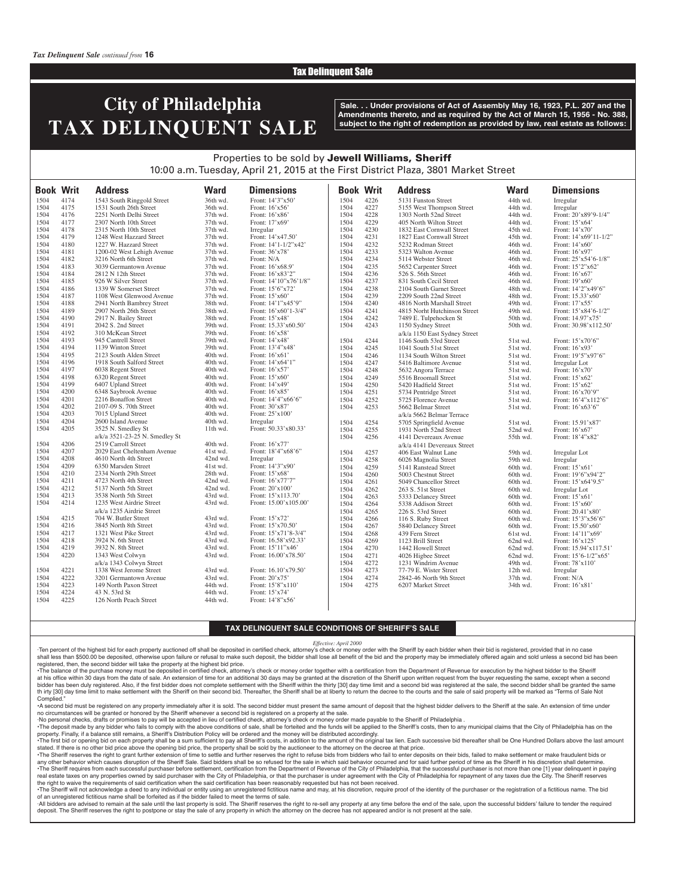*Tax Delinquent Sale continued from* **16**

## Tax Delinquent Sale

# City of Philadelphia TAX DELINQUENT SALE

**Sale. . . Under provisions of Act of Assembly May 16, 1923, P.L. 207 and the Amendments thereto, and as required by the Act of March 15, 1956 - No. 388, subject to the right of redemption as provided by law, real estate as follows:**

Properties to be sold by **Jewell Williams, Sheriff**
10:00 a.m. Tuesday, April 21, 2015 at the First District Plaza, 3801 Market Street

| Book | Writ | Address | Ward | Dimensions |
|---|---|---|---|---|
| 1504 | 4174 | 1543 South Ringgold Street | 36th wd. | Front: 14'3"x50' |
| 1504 | 4175 | 1531 South 26th Street | 36th wd. | Front: 16'x56' |
| 1504 | 4176 | 2251 North Delhi Street | 37th wd. | Front: 16'x86' |
| 1504 | 4177 | 2307 North 10th Street | 37th wd. | Front: 17'x69' |
| 1504 | 4178 | 2315 North 10th Street | 37th wd. | Irregular |
| 1504 | 4179 | 1248 West Hazzard Street | 37th wd. | Front: 14'x47.50' |
| 1504 | 4180 | 1227 W. Hazzard Street | 37th wd. | Front: 14'1-1/2"x42' |
| 1504 | 4181 | 1200-02 West Lehigh Avenue | 37th wd. | Front: 36'x78' |
| 1504 | 4182 | 3216 North 6th Street | 37th wd. | Front: N/A |
| 1504 | 4183 | 3039 Germantown Avenue | 37th wd. | Front: 16'x68.9' |
| 1504 | 4184 | 2812 N 12th Street | 37th wd. | Front: 16'x83'2" |
| 1504 | 4185 | 926 W Silver Street | 37th wd. | Front: 14'10"x76'1/8" |
| 1504 | 4186 | 1339 W Somerset Street | 37th wd. | Front: 15'6"x72' |
| 1504 | 4187 | 1108 West Glenwood Avenue | 37th wd. | Front: 15'x60' |
| 1504 | 4188 | 2941 North Bambrey Street | 38th wd. | Front: 14'1"x45'9" |
| 1504 | 4189 | 2907 North 26th Street | 38th wd. | Front: 16'x60'1-3/4" |
| 1504 | 4190 | 2917 N. Bailey Street | 38th wd. | Front: 15'x48' |
| 1504 | 4191 | 2042 S. 2nd Street | 39th wd. | Front: 15.33'x60.50' |
| 1504 | 4192 | 310 McKean Street | 39th wd. | Front: 16'x58' |
| 1504 | 4193 | 945 Cantrell Street | 39th wd. | Front: 14'x48' |
| 1504 | 4194 | 1139 Winton Street | 39th wd. | Front: 13'4"x48' |
| 1504 | 4195 | 2123 South Alden Street | 40th wd. | Front: 16'x61' |
| 1504 | 4196 | 1918 South Salford Street | 40th wd. | Front: 14'x64'1" |
| 1504 | 4197 | 6038 Regent Street | 40th wd. | Front: 16'x57' |
| 1504 | 4198 | 6320 Regent Street | 40th wd. | Front: 15'x60' |
| 1504 | 4199 | 6407 Upland Street | 40th wd. | Front: 14'x49' |
| 1504 | 4200 | 6348 Saybrook Avenue | 40th wd. | Front: 16'x85' |
| 1504 | 4201 | 2216 Bonaffon Street | 40th wd. | Front: 14'4"x66'6" |
| 1504 | 4202 | 2107-09 S. 70th Street | 40th wd. | Front: 30'x87' |
| 1504 | 4203 | 7015 Upland Street | 40th wd. | Front: 25'x100' |
| 1504 | 4204 | 2600 Island Avenue | 40th wd. | Irregular |
| 1504 | 4205 | 3525 N. Smedley St a/k/a 3521-23-25 N. Smedley St | 11th wd. | Front: 50.33'x80.33' |
| 1504 | 4206 | 2519 Carroll Street | 40th wd. | Front: 16'x77' |
| 1504 | 4207 | 2029 East Cheltenham Avenue | 41st wd. | Front: 18'4"x68'6" |
| 1504 | 4208 | 4610 North 4th Street | 42nd wd. | Irregular |
| 1504 | 4209 | 6350 Marsden Street | 41st wd. | Front: 14'3"x90' |
| 1504 | 4210 | 2334 North 29th Street | 28th wd. | Front: 15'x68' |
| 1504 | 4211 | 4723 North 4th Street | 42nd wd. | Front: 16'x77'7" |
| 1504 | 4212 | 5137 North 5th Street | 42nd wd. | Front: 20'x100' |
| 1504 | 4213 | 3538 North 5th Street | 43rd wd. | Front: 15'x113.70' |
| 1504 | 4214 | 1235 West Airdrie Street a/k/a 1235 Airdrie Street | 43rd wd. | Front: 15.00'x105.00' |
| 1504 | 4215 | 704 W. Butler Street | 43rd wd. | Front: 15'x72' |
| 1504 | 4216 | 3845 North 8th Street | 43rd wd. | Front: 15'x70.50' |
| 1504 | 4217 | 1321 West Pike Street | 43rd wd. | Front: 15'x71'8-3/4" |
| 1504 | 4218 | 3924 N. 6th Street | 43rd wd. | Front: 16.58'x92.33' |
| 1504 | 4219 | 3932 N. 8th Street | 43rd wd. | Front: 15'11"x46' |
| 1504 | 4220 | 1343 West Colwyn a/k/a 1343 Colwyn Street | 43rd wd. | Front: 16.00'x78.50' |
| 1504 | 4221 | 1338 West Jerome Street | 43rd wd. | Front: 16.10'x79.50' |
| 1504 | 4222 | 3201 Germantown Avenue | 43rd wd. | Front: 20'x75' |
| 1504 | 4223 | 149 North Paxon Street | 44th wd. | Front: 15'8"x110' |
| 1504 | 4224 | 43 N. 53rd St | 44th wd. | Front: 15'x74' |
| 1504 | 4225 | 126 North Peach Street | 44th wd. | Front: 14'8"x56' |
| 1504 | 4226 | 5131 Funston Street | 44th wd. | Irregular |
| 1504 | 4227 | 5155 West Thompson Street | 44th wd. | Irregular |
| 1504 | 4228 | 1303 North 52nd Street | 44th wd. | Front: 20'x89'9-1/4" |
| 1504 | 4229 | 405 North Wilton Street | 44th wd. | Front: 15'x64' |
| 1504 | 4230 | 1832 East Cornwall Street | 45th wd. | Front: 14'x70' |
| 1504 | 4231 | 1827 East Cornwall Street | 45th wd. | Front: 14'x69'11-1/2" |
| 1504 | 4232 | 5232 Rodman Street | 46th wd. | Front: 14'x60' |
| 1504 | 4233 | 5323 Walton Avenue | 46th wd. | Front: 16'x97' |
| 1504 | 4234 | 5114 Webster Street | 46th wd. | Front: 25'x54'6-1/8" |
| 1504 | 4235 | 5652 Carpenter Street | 46th wd. | Front: 15'2"x62' |
| 1504 | 4236 | 526 S. 56th Street | 46th wd. | Front: 16'x67' |
| 1504 | 4237 | 831 South Cecil Street | 46th wd. | Front: 19'x60' |
| 1504 | 4238 | 2104 South Garnet Street | 48th wd. | Front: 14'2"x49'6" |
| 1504 | 4239 | 2209 South 22nd Street | 48th wd. | Front: 15.33'x60' |
| 1504 | 4240 | 4816 North Marshall Street | 49th wd. | Front: 17'x55' |
| 1504 | 4241 | 4815 Norht Hutchinson Street | 49th wd. | Front: 15'x84'6-1/2" |
| 1504 | 4242 | 7489 E. Tulpehocken St | 50th wd. | Front: 14.97'x75' |
| 1504 | 4243 | 1150 Sydney Street a/k/a 1150 East Sydney Street | 50th wd. | Front: 30.98'x112.50' |
| 1504 | 4244 | 1146 South 53rd Street | 51st wd. | Front: 15'x70'6" |
| 1504 | 4245 | 1041 South 51st Street | 51st wd. | Front: 16'x93' |
| 1504 | 4246 | 1134 South Wilton Street | 51st wd. | Front: 19'5"x97'6" |
| 1504 | 4247 | 5416 Baltimore Avenue | 51st wd. | Irregular Lot |
| 1504 | 4248 | 5632 Angora Terrace | 51st wd. | Front: 16'x70' |
| 1504 | 4249 | 5516 Broomall Street | 51st wd. | Front: 15'x62' |
| 1504 | 4250 | 5420 Hadfield Street | 51st wd. | Front: 15'x62' |
| 1504 | 4251 | 5734 Pentridge Street | 51st wd. | Front: 16'x70'9" |
| 1504 | 4252 | 5725 Florence Avenue | 51st wd. | Front: 16'4"x112'6" |
| 1504 | 4253 | 5662 Belmar Street a/k/a 5662 Belmar Terrace | 51st wd. | Front: 16'x63'6" |
| 1504 | 4254 | 5705 Springfield Avenue | 51st wd. | Front: 15.91'x87' |
| 1504 | 4255 | 1931 North 52nd Street | 52nd wd. | Front: 16'x67' |
| 1504 | 4256 | 4141 Devereaux Avenue a/k/a 4141 Devereaux Street | 55th wd. | Front: 18'4"x82' |
| 1504 | 4257 | 406 East Walnut Lane | 59th wd. | Irregular Lot |
| 1504 | 4258 | 6026 Magnolia Street | 59th wd. | Irregular |
| 1504 | 4259 | 5141 Ranstead Street | 60th wd. | Front: 15'x61' |
| 1504 | 4260 | 5003 Chestnut Street | 60th wd. | Front: 19'6"x94'2" |
| 1504 | 4261 | 5049 Chancellor Street | 60th wd. | Front: 15'x64'9.5" |
| 1504 | 4262 | 263 S. 51st Street | 60th wd. | Irregular Lot |
| 1504 | 4263 | 5333 Delancey Street | 60th wd. | Front: 15'x61' |
| 1504 | 4264 | 5338 Addison Street | 60th wd. | Front: 15'x60' |
| 1504 | 4265 | 226 S. 53rd Street | 60th wd. | Front: 20.41'x80' |
| 1504 | 4266 | 116 S. Ruby Street | 60th wd. | Front: 15'3"x56'6" |
| 1504 | 4267 | 5840 Delancey Street | 60th wd. | Front: 15.50'x60' |
| 1504 | 4268 | 439 Fern Street | 61st wd. | Front: 14'11"x69' |
| 1504 | 4269 | 1123 Brill Street | 62nd wd. | Front: 16'x125' |
| 1504 | 4270 | 1442 Howell Street | 62nd wd. | Front: 15.94'x117.51' |
| 1504 | 4271 | 4026 Higbee Street | 62nd wd. | Front: 15'6-1/2"x65' |
| 1504 | 4272 | 1231 Windrim Avenue | 49th wd. | Front: 78'x110' |
| 1504 | 4273 | 77-79 E. Wister Street | 12th wd. | Irregular |
| 1504 | 4274 | 2842-46 North 9th Street | 37th wd. | Front: N/A |
| 1504 | 4275 | 6207 Market Street | 34th wd. | Front: 16'x81' |

## TAX DELINQUENT SALE CONDITIONS OF SHERIFF'S SALE

*Effective: April 2000*

·Ten percent of the highest bid for each property auctioned off shall be deposited in certified check, attorney's check or money order with the Sheriff by each bidder when their bid is registered, provided that in no case shall less than $500.00 be deposited, otherwise upon failure or refusal to make such deposit, the bidder shall lose all benefit of the bid and the property may be immediately offered again and sold unless a second bid has been registered, then, the second bidder will take the property at the highest bid price.

•The balance of the purchase money must be deposited in certified check, attorney's check or money order together with a certification from the Department of Revenue for execution by the highest bidder to the Sheriff at his office within 30 days from the date of sale. An extension of time for an additional 30 days may be granted at the discretion of the Sheriff upon written request from the buyer requesting the same, except when a second bidder has been duly registered. Also, if the first bidder does not complete settlement with the Sheriff within the thirty [30] day time limit and a second bid was registered at the sale, the second bidder shall be granted the same th irty [30] day time limit to make settlement with the Sheriff on their second bid. Thereafter, the Sheriff shall be at liberty to return the decree to the courts and the sale of said property will be marked as "Terms of Sale Not Complied."

•A second bid must be registered on any property immediately after it is sold. The second bidder must present the same amount of deposit that the highest bidder delivers to the Sheriff at the sale. An extension of time under no circumstances will be granted or honored by the Sheriff whenever a second bid is registered on a property at the sale.

·No personal checks, drafts or promises to pay will be accepted in lieu of certified check, attorney's check or money order made payable to the Sheriff of Philadelphia .

•The deposit made by any bidder who fails to comply with the above conditions of sale, shall be forteited and the funds will be applied to the Sheriff's costs, then to any municipal claims that the City of Philadelphia has on the property. Finally, if a balance still remains, a Sheriff's Distribution Policy will be ordered and the money will be distributed accordingly.

•The first bid or opening bid on each property shall be a sum sufficient to pay all Sheriff's costs, in addition to the amount of the original tax lien. Each successive bid thereafter shall be One Hundred Dollars above the last amount stated. If there is no other bid price above the opening bid price, the property shall be sold by the auctioneer to the attorney on the decree at that price.

•The Sheriff reserves the right to grant further extension of time to settle and further reserves the right to refuse bids from bidders who fail to enter deposits on their bids, failed to make settlement or make fraudulent bids or any other behavior which causes disruption of the Sheriff Sale. Said bidders shall be so refused for the sale in which said behavior occurred and for said further period of time as the Sheriff in his discretion shall determine.

•The Sheriff requires from each successful purchaser before settlement, certification from the Department of Revenue of the City of Philadelphia, that the successful purchaser is not more than one [1] year delinquent in paying real estate taxes on any properties owned by said purchaser with the City of Philadelphia, or that the purchaser is under agreement with the City of Philadelphia for repayment of any taxes due the City. The Sheriff reserves the right to waive the requirements of said certification when the said certification has been reasonably requested but has not been received.

•The Sheriff will not acknowledge a deed to any individual or entity using an unregistered fictitious name and may, at his discretion, require proof of the identity of the purchaser or the registration of a fictitious name. The bid of an unregistered fictitious name shall be forfeited as if the bidder failed to meet the terms of sale.

·All bidders are advised to remain at the sale until the last property is sold. The Sheriff reserves the right to re-sell any property at any time before the end of the sale, upon the successful bidders' failure to tender the required deposit. The Sheriff reserves the right to postpone or stay the sale of any property in which the attorney on the decree has not appeared and/or is not present at the sale.